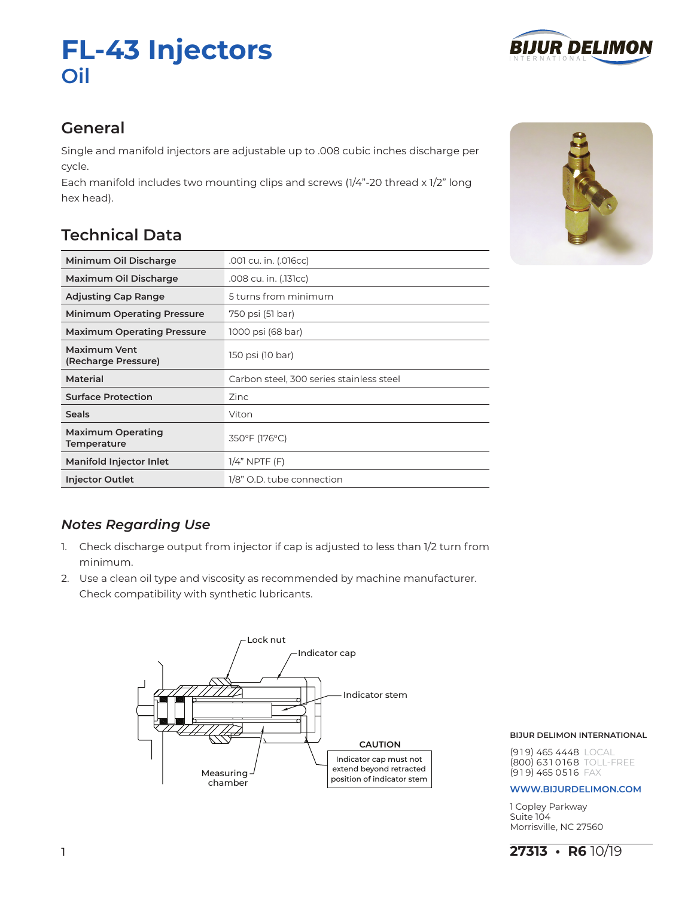# FL-43 Injectors
## Oil

## General

Single and manifold injectors are adjustable up to .008 cubic inches discharge per cycle.
Each manifold includes two mounting clips and screws (1/4"-20 thread x 1/2" long hex head).

## Technical Data

| | |
|---|---|
| **Minimum Oil Discharge** | .001 cu. in. (.016cc) |
| **Maximum Oil Discharge** | .008 cu. in. (.131cc) |
| **Adjusting Cap Range** | 5 turns from minimum |
| **Minimum Operating Pressure** | 750 psi (51 bar) |
| **Maximum Operating Pressure** | 1000 psi (68 bar) |
| **Maximum Vent (Recharge Pressure)** | 150 psi (10 bar) |
| **Material** | Carbon steel, 300 series stainless steel |
| **Surface Protection** | Zinc |
| **Seals** | Viton |
| **Maximum Operating Temperature** | 350°F (176°C) |
| **Manifold Injector Inlet** | 1/4" NPTF (F) |
| **Injector Outlet** | 1/8" O.D. tube connection |

### *Notes Regarding Use*

1. Check discharge output from injector if cap is adjusted to less than 1/2 turn from minimum.
2. Use a clean oil type and viscosity as recommended by machine manufacturer. Check compatibility with synthetic lubricants.

Lock nut
Indicator cap
Indicator stem
Measuring chamber

**CAUTION**
Indicator cap must not extend beyond retracted position of indicator stem

**BIJUR DELIMON INTERNATIONAL**

(919) 465 4448 LOCAL
(800) 631 0168 TOLL-FREE
(919) 465 0516 FAX

**WWW.BIJURDELIMON.COM**

1 Copley Parkway
Suite 104
Morrisville, NC 27560

**27313 • R6** 10/19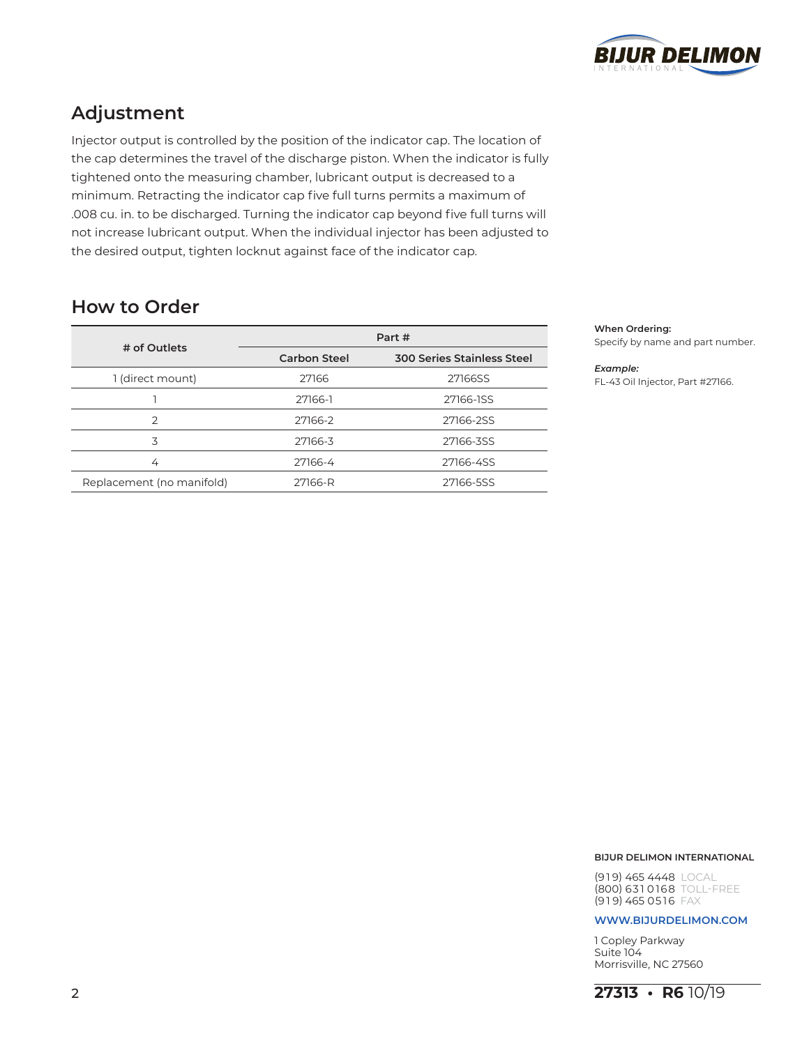## Adjustment

Injector output is controlled by the position of the indicator cap. The location of the cap determines the travel of the discharge piston. When the indicator is fully tightened onto the measuring chamber, lubricant output is decreased to a minimum. Retracting the indicator cap five full turns permits a maximum of .008 cu. in. to be discharged. Turning the indicator cap beyond five full turns will not increase lubricant output. When the individual injector has been adjusted to the desired output, tighten locknut against face of the indicator cap.

## How to Order

| # of Outlets | Part # | |
|---|---|---|
| | Carbon Steel | 300 Series Stainless Steel |
| 1 (direct mount) | 27166 | 27166SS |
| 1 | 27166-1 | 27166-1SS |
| 2 | 27166-2 | 27166-2SS |
| 3 | 27166-3 | 27166-3SS |
| 4 | 27166-4 | 27166-4SS |
| Replacement (no manifold) | 27166-R | 27166-5SS |

**When Ordering:**
Specify by name and part number.

***Example:***
FL-43 Oil Injector, Part #27166.

**BIJUR DELIMON INTERNATIONAL**

(919) 465 4448 LOCAL
(800) 631 0168 TOLL-FREE
(919) 465 0516 FAX

**WWW.BIJURDELIMON.COM**

1 Copley Parkway
Suite 104
Morrisville, NC 27560

**27313 • R6** 10/19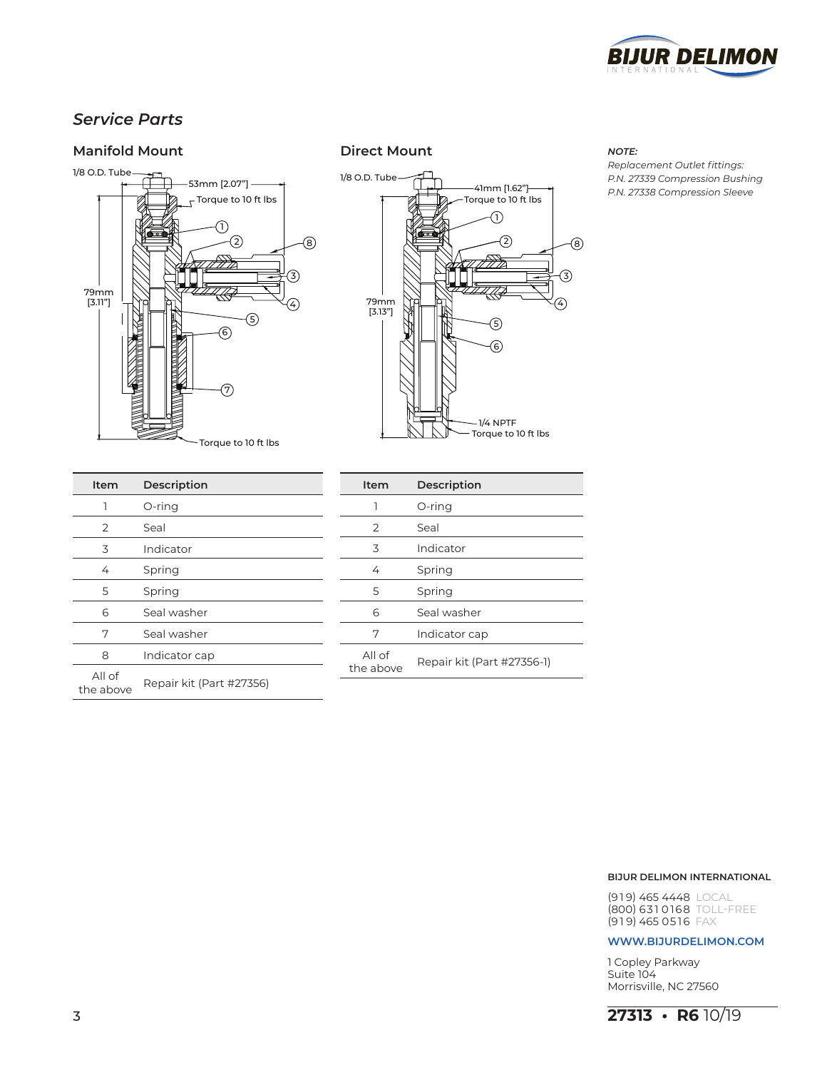## *Service Parts*

### Manifold Mount

1/8 O.D. Tube

53mm [2.07"]

Torque to 10 ft lbs

79mm [3.11"]

Torque to 10 ft lbs

| Item | Description |
|---|---|
| 1 | O-ring |
| 2 | Seal |
| 3 | Indicator |
| 4 | Spring |
| 5 | Spring |
| 6 | Seal washer |
| 7 | Seal washer |
| 8 | Indicator cap |
| All of the above | Repair kit (Part #27356) |

### Direct Mount

1/8 O.D. Tube

41mm [1.62"]

Torque to 10 ft lbs

79mm [3.13"]

1/4 NPTF
Torque to 10 ft lbs

| Item | Description |
|---|---|
| 1 | O-ring |
| 2 | Seal |
| 3 | Indicator |
| 4 | Spring |
| 5 | Spring |
| 6 | Seal washer |
| 7 | Indicator cap |
| All of the above | Repair kit (Part #27356-1) |

***NOTE:***

*Replacement Outlet fittings:*
*P.N. 27339 Compression Bushing*
*P.N. 27338 Compression Sleeve*

**BIJUR DELIMON INTERNATIONAL**

(919) 465 4448 LOCAL
(800) 631 0168 TOLL-FREE
(919) 465 0516 FAX

**WWW.BIJURDELIMON.COM**

1 Copley Parkway
Suite 104
Morrisville, NC 27560

**27313 • R6** 10/19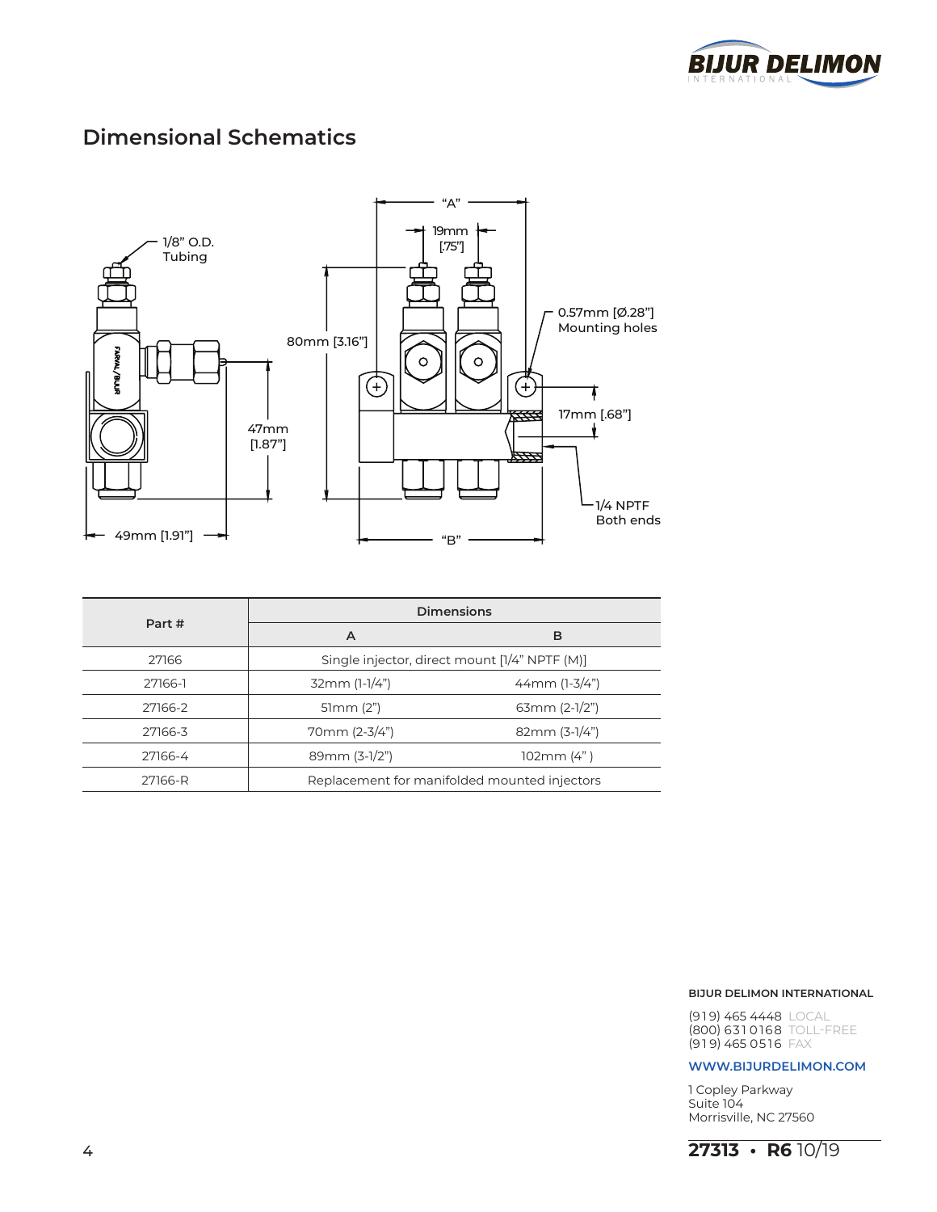## Dimensional Schematics

1/8" O.D. Tubing

FARVAL/BIJUR

47mm [1.87"]

49mm [1.91"]

"A"

19mm [.75"]

80mm [3.16"]

0.57mm [Ø.28"] Mounting holes

17mm [.68"]

1/4 NPTF Both ends

"B"

| Part # | Dimensions | |
|---|---|---|
| | A | B |
| 27166 | Single injector, direct mount [1/4" NPTF (M)] | |
| 27166-1 | 32mm (1-1/4") | 44mm (1-3/4") |
| 27166-2 | 51mm (2") | 63mm (2-1/2") |
| 27166-3 | 70mm (2-3/4") | 82mm (3-1/4") |
| 27166-4 | 89mm (3-1/2") | 102mm (4") |
| 27166-R | Replacement for manifolded mounted injectors | |

**BIJUR DELIMON INTERNATIONAL**

(919) 465 4448 LOCAL
(800) 631 0168 TOLL-FREE
(919) 465 0516 FAX

**WWW.BIJURDELIMON.COM**

1 Copley Parkway
Suite 104
Morrisville, NC 27560

**27313 • R6** 10/19